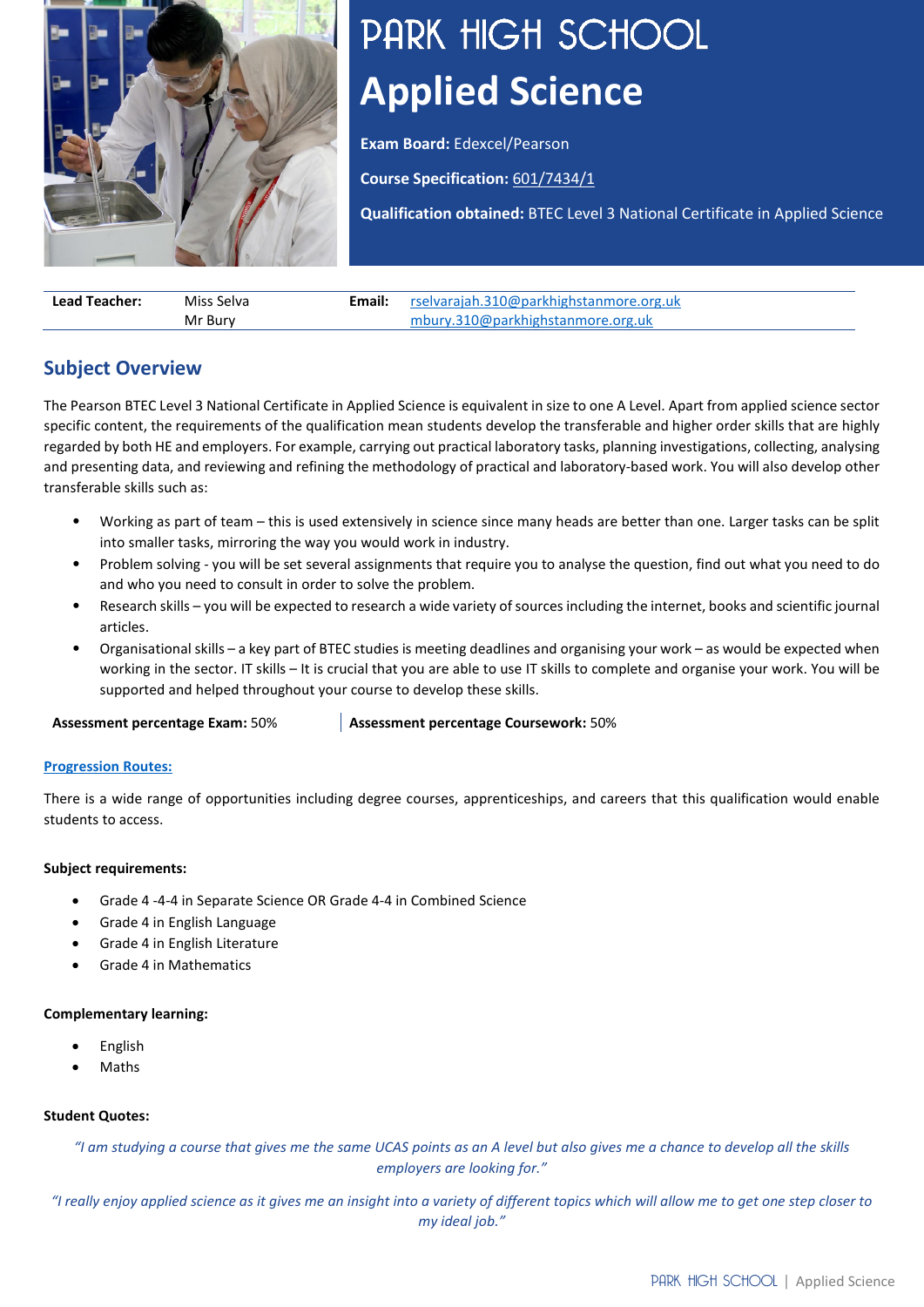# PARK HIGH SCHOOL

# Applied Science

**Exam Board:** Edexcel/Pearson

**Course Specification:** 601/7434/1

**Qualification obtained:** BTEC Level 3 National Certificate in Applied Science

| **Lead Teacher:** | Miss Selva<br>Mr Bury | **Email:** | rselvarajah.310@parkhighstanmore.org.uk<br>mbury.310@parkhighstanmore.org.uk |
|---|---|---|---|

## Subject Overview

The Pearson BTEC Level 3 National Certificate in Applied Science is equivalent in size to one A Level. Apart from applied science sector specific content, the requirements of the qualification mean students develop the transferable and higher order skills that are highly regarded by both HE and employers. For example, carrying out practical laboratory tasks, planning investigations, collecting, analysing and presenting data, and reviewing and refining the methodology of practical and laboratory-based work. You will also develop other transferable skills such as:

- Working as part of team – this is used extensively in science since many heads are better than one. Larger tasks can be split into smaller tasks, mirroring the way you would work in industry.
- Problem solving - you will be set several assignments that require you to analyse the question, find out what you need to do and who you need to consult in order to solve the problem.
- Research skills – you will be expected to research a wide variety of sources including the internet, books and scientific journal articles.
- Organisational skills – a key part of BTEC studies is meeting deadlines and organising your work – as would be expected when working in the sector. IT skills – It is crucial that you are able to use IT skills to complete and organise your work. You will be supported and helped throughout your course to develop these skills.

**Assessment percentage Exam:** 50% | **Assessment percentage Coursework:** 50%

**Progression Routes:**

There is a wide range of opportunities including degree courses, apprenticeships, and careers that this qualification would enable students to access.

**Subject requirements:**

- Grade 4 -4-4 in Separate Science OR Grade 4-4 in Combined Science
- Grade 4 in English Language
- Grade 4 in English Literature
- Grade 4 in Mathematics

**Complementary learning:**

- English
- Maths

**Student Quotes:**

*"I am studying a course that gives me the same UCAS points as an A level but also gives me a chance to develop all the skills employers are looking for."*

*"I really enjoy applied science as it gives me an insight into a variety of different topics which will allow me to get one step closer to my ideal job."*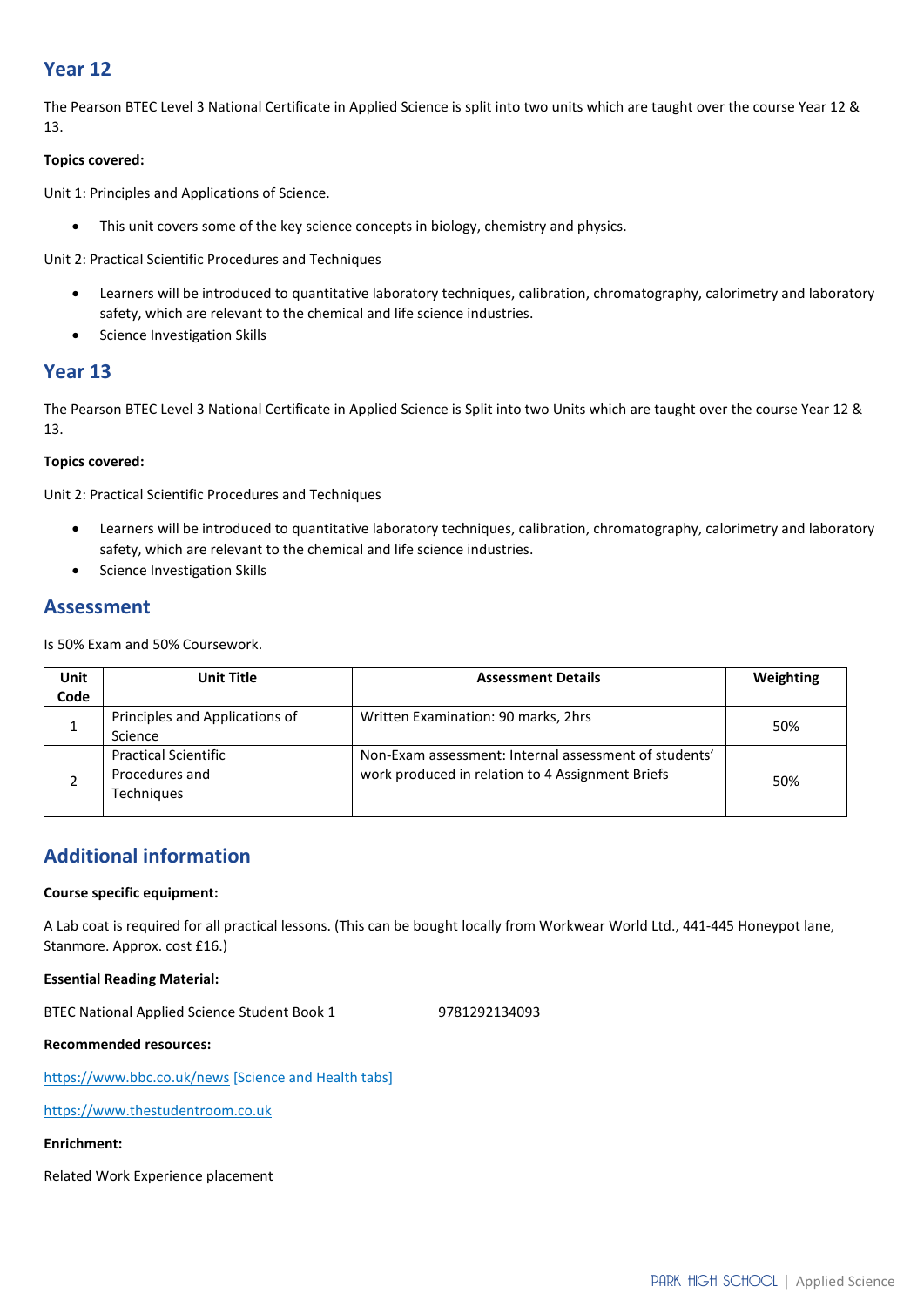## Year 12

The Pearson BTEC Level 3 National Certificate in Applied Science is split into two units which are taught over the course Year 12 & 13.

**Topics covered:**

Unit 1: Principles and Applications of Science.

- This unit covers some of the key science concepts in biology, chemistry and physics.

Unit 2: Practical Scientific Procedures and Techniques

- Learners will be introduced to quantitative laboratory techniques, calibration, chromatography, calorimetry and laboratory safety, which are relevant to the chemical and life science industries.
- Science Investigation Skills

## Year 13

The Pearson BTEC Level 3 National Certificate in Applied Science is Split into two Units which are taught over the course Year 12 & 13.

**Topics covered:**

Unit 2: Practical Scientific Procedures and Techniques

- Learners will be introduced to quantitative laboratory techniques, calibration, chromatography, calorimetry and laboratory safety, which are relevant to the chemical and life science industries.
- Science Investigation Skills

## Assessment

Is 50% Exam and 50% Coursework.

| Unit Code | Unit Title | Assessment Details | Weighting |
|---|---|---|---|
| 1 | Principles and Applications of Science | Written Examination: 90 marks, 2hrs | 50% |
| 2 | Practical Scientific Procedures and Techniques | Non-Exam assessment: Internal assessment of students' work produced in relation to 4 Assignment Briefs | 50% |

## Additional information

**Course specific equipment:**

A Lab coat is required for all practical lessons. (This can be bought locally from Workwear World Ltd., 441-445 Honeypot lane, Stanmore. Approx. cost £16.)

**Essential Reading Material:**

BTEC National Applied Science Student Book 1 9781292134093

**Recommended resources:**

https://www.bbc.co.uk/news [Science and Health tabs]

https://www.thestudentroom.co.uk

**Enrichment:**

Related Work Experience placement